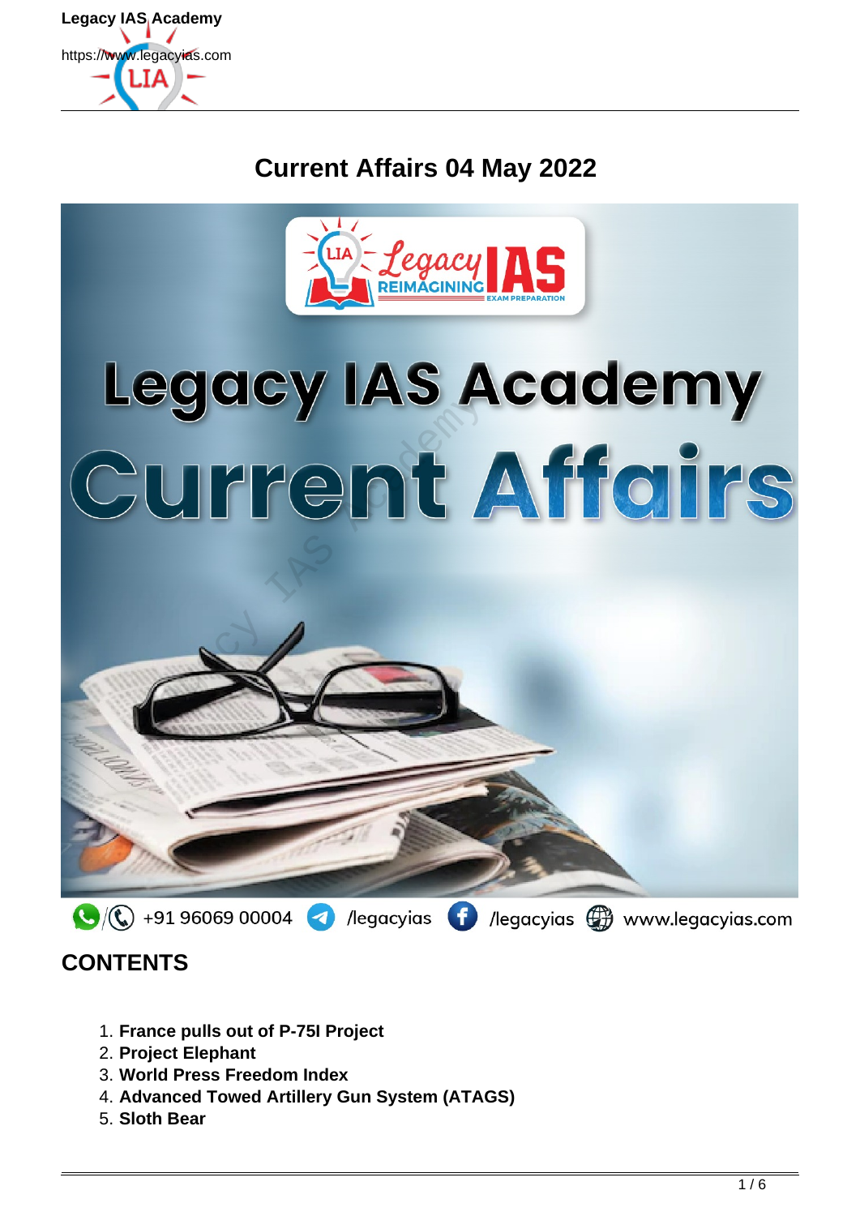# Current Affairs 04 May 2022

## CONTENTS

1. **France pulls out of P-75I Project**
2. **Project Elephant**
3. **World Press Freedom Index**
4. **Advanced Towed Artillery Gun System (ATAGS)**
5. **Sloth Bear**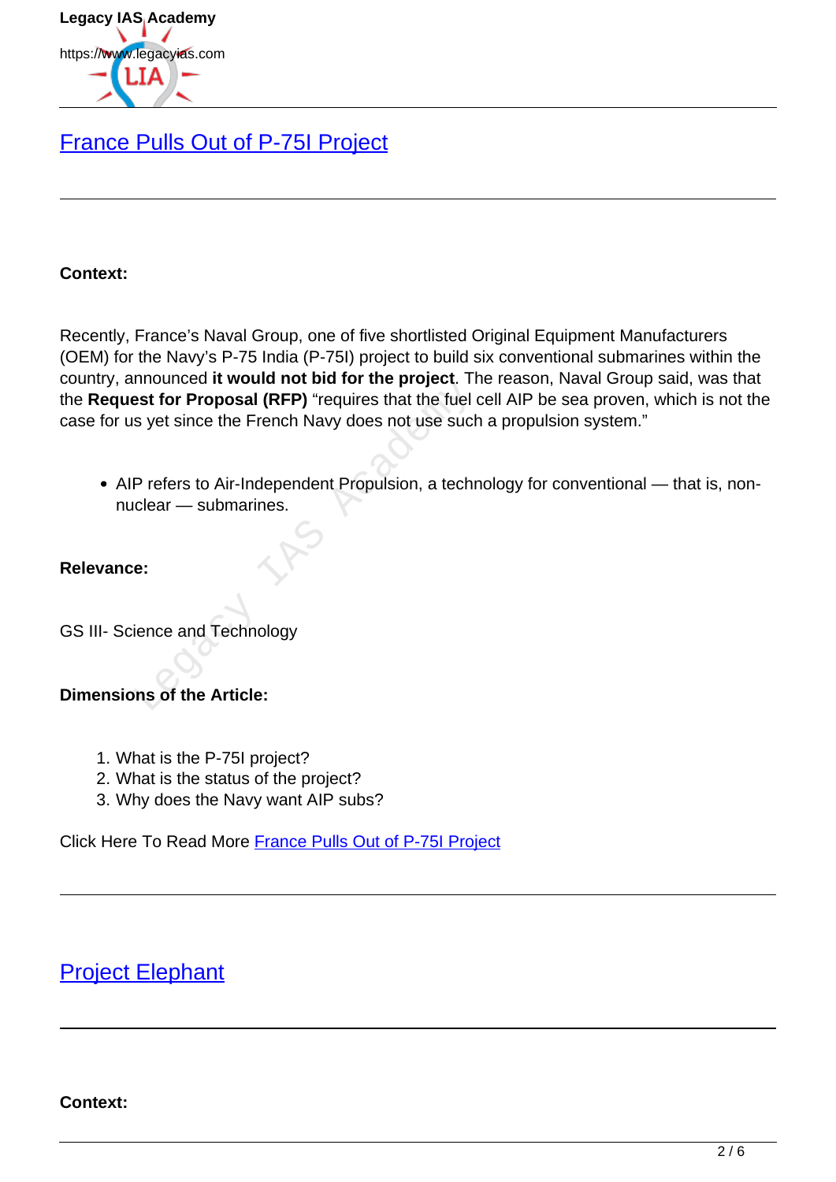## France Pulls Out of P-75I Project

---

**Context:**

Recently, France's Naval Group, one of five shortlisted Original Equipment Manufacturers (OEM) for the Navy's P-75 India (P-75I) project to build six conventional submarines within the country, announced **it would not bid for the project**. The reason, Naval Group said, was that the **Request for Proposal (RFP)** "requires that the fuel cell AIP be sea proven, which is not the case for us yet since the French Navy does not use such a propulsion system."

- AIP refers to Air-Independent Propulsion, a technology for conventional — that is, non-nuclear — submarines.

**Relevance:**

GS III- Science and Technology

**Dimensions of the Article:**

1. What is the P-75I project?
2. What is the status of the project?
3. Why does the Navy want AIP subs?

Click Here To Read More France Pulls Out of P-75I Project

---

## Project Elephant

---

**Context:**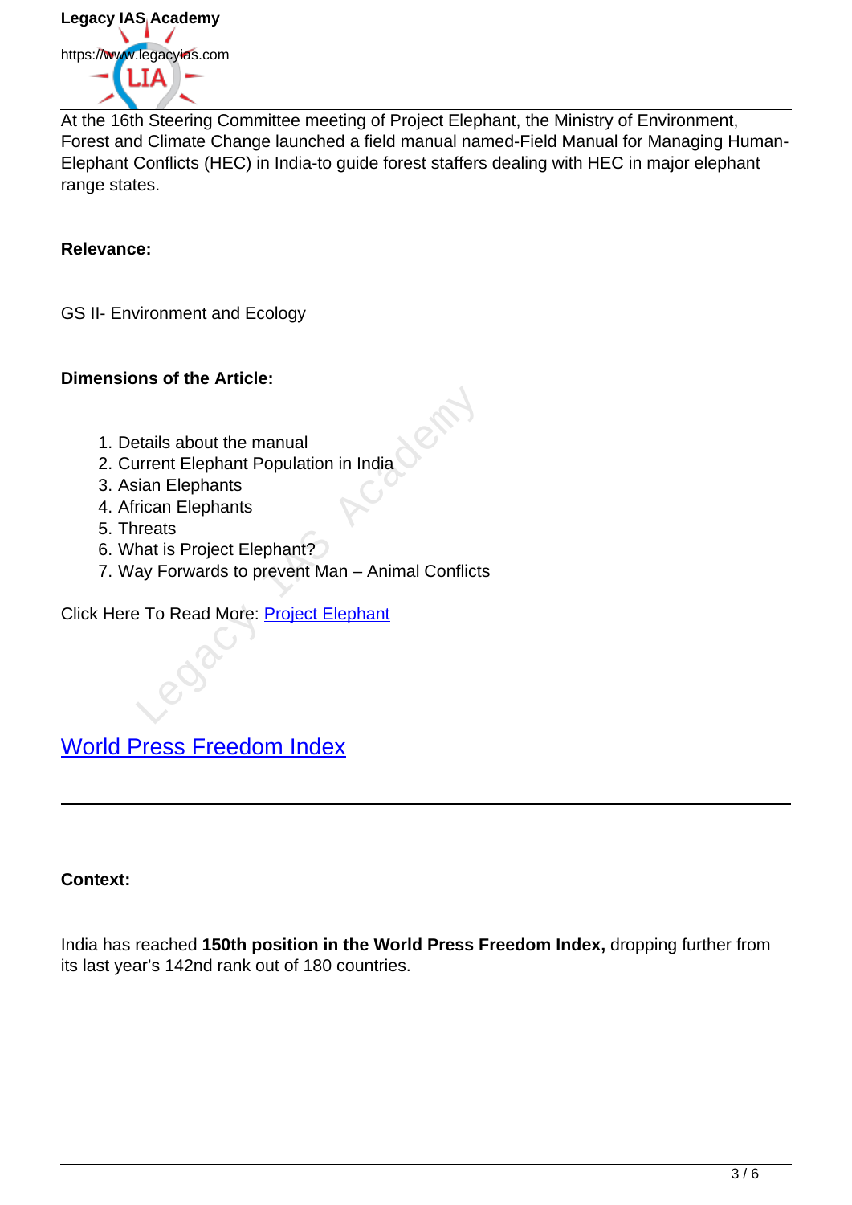At the 16th Steering Committee meeting of Project Elephant, the Ministry of Environment, Forest and Climate Change launched a field manual named-Field Manual for Managing Human-Elephant Conflicts (HEC) in India-to guide forest staffers dealing with HEC in major elephant range states.

**Relevance:**

GS II- Environment and Ecology

**Dimensions of the Article:**

1. Details about the manual
2. Current Elephant Population in India
3. Asian Elephants
4. African Elephants
5. Threats
6. What is Project Elephant?
7. Way Forwards to prevent Man – Animal Conflicts

Click Here To Read More: [Project Elephant](Project Elephant)

---

## [World Press Freedom Index](World Press Freedom Index)

---

**Context:**

India has reached **150th position in the World Press Freedom Index,** dropping further from its last year's 142nd rank out of 180 countries.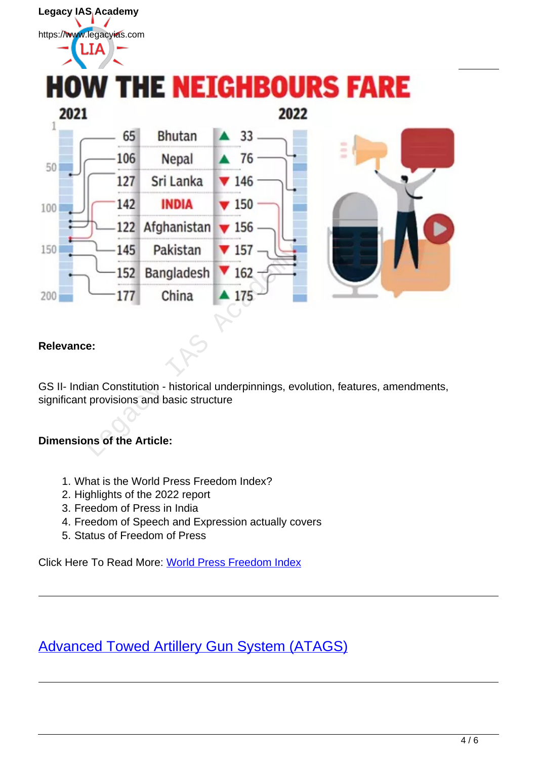# HOW THE NEIGHBOURS FARE

| 2021 | Country | 2022 |
| --- | --- | --- |
| 65 | Bhutan | ▲ 33 |
| 106 | Nepal | ▲ 76 |
| 127 | Sri Lanka | ▼ 146 |
| 142 | INDIA | ▼ 150 |
| 122 | Afghanistan | ▼ 156 |
| 145 | Pakistan | ▼ 157 |
| 152 | Bangladesh | ▼ 162 |
| 177 | China | ▲ 175 |

**Relevance:**

GS II- Indian Constitution - historical underpinnings, evolution, features, amendments, significant provisions and basic structure

**Dimensions of the Article:**

1. What is the World Press Freedom Index?
2. Highlights of the 2022 report
3. Freedom of Press in India
4. Freedom of Speech and Expression actually covers
5. Status of Freedom of Press

Click Here To Read More: World Press Freedom Index

---

## Advanced Towed Artillery Gun System (ATAGS)

---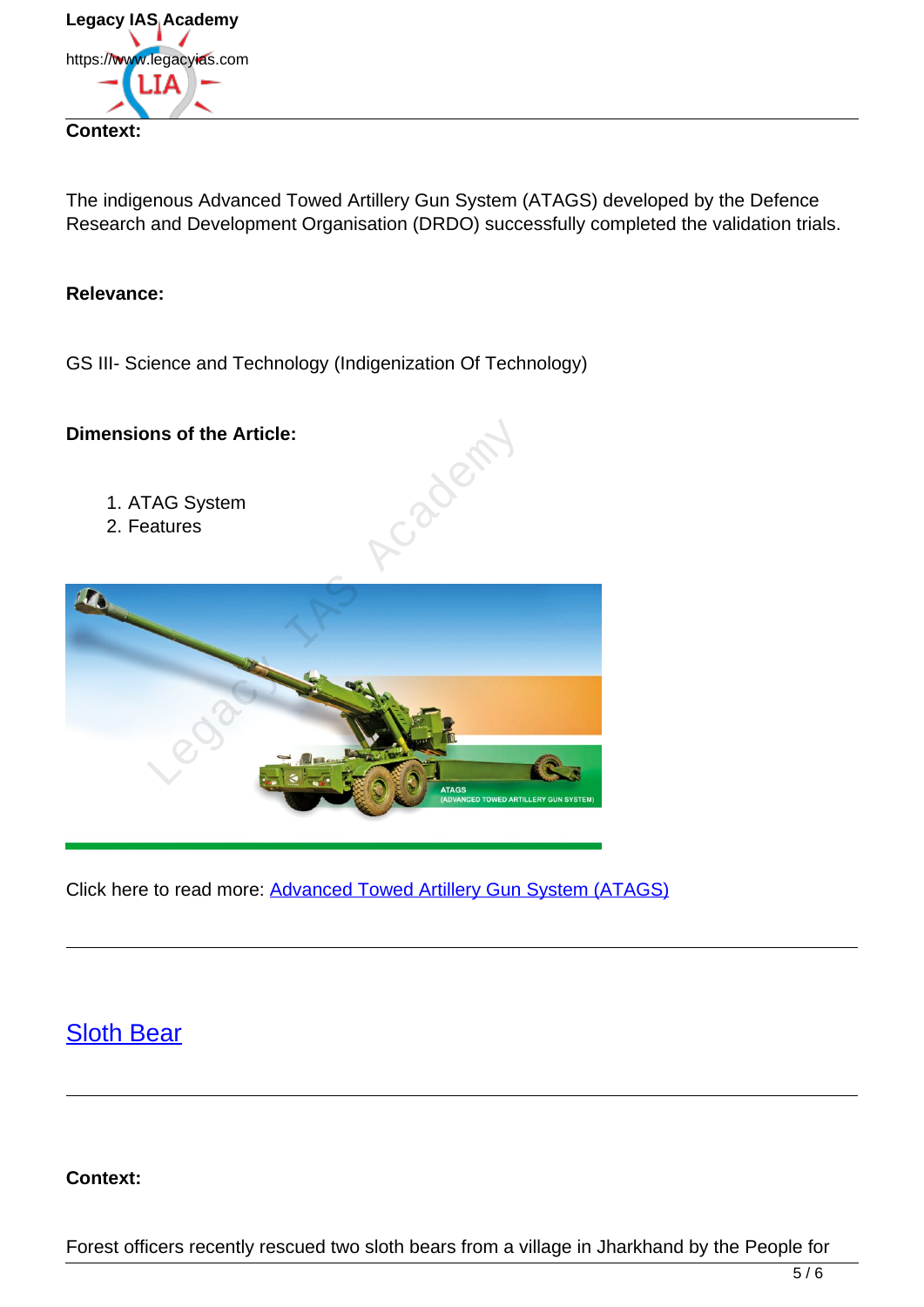**Context:**

The indigenous Advanced Towed Artillery Gun System (ATAGS) developed by the Defence Research and Development Organisation (DRDO) successfully completed the validation trials.

**Relevance:**

GS III- Science and Technology (Indigenization Of Technology)

**Dimensions of the Article:**

1. ATAG System
2. Features

Click here to read more: [Advanced Towed Artillery Gun System (ATAGS)]

---

## [Sloth Bear]

---

**Context:**

Forest officers recently rescued two sloth bears from a village in Jharkhand by the People for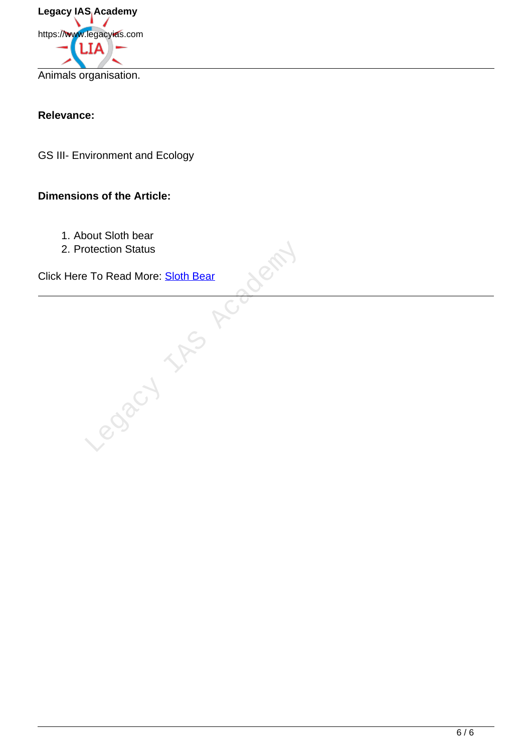Animals organisation.

**Relevance:**

GS III- Environment and Ecology

**Dimensions of the Article:**

1. About Sloth bear
2. Protection Status

Click Here To Read More: Sloth Bear

---